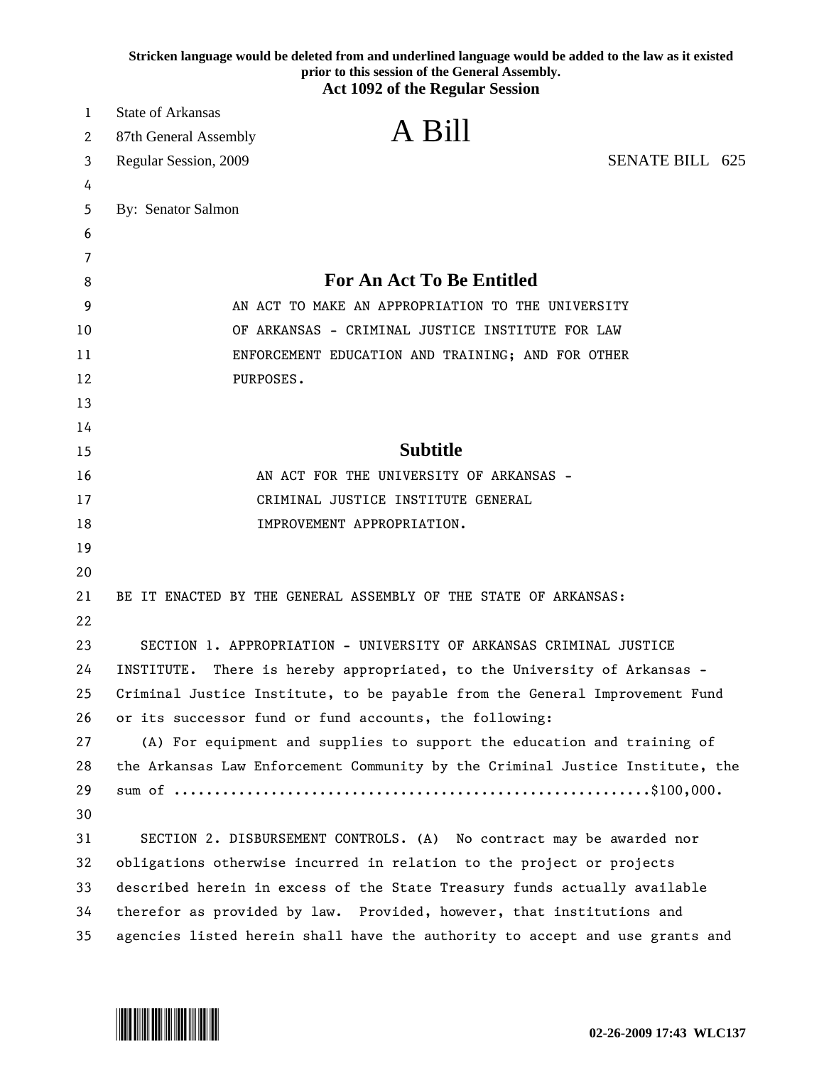Stricken language would be deleted from and underlined language would be added to the law as it existed prior to this session of the General Assembly.

**Act 1092 of the Regular Session**

State of Arkansas
87th General Assembly
Regular Session, 2009

# A Bill

SENATE BILL 625

By: Senator Salmon

## For An Act To Be Entitled

AN ACT TO MAKE AN APPROPRIATION TO THE UNIVERSITY OF ARKANSAS - CRIMINAL JUSTICE INSTITUTE FOR LAW ENFORCEMENT EDUCATION AND TRAINING; AND FOR OTHER PURPOSES.

## Subtitle

AN ACT FOR THE UNIVERSITY OF ARKANSAS - CRIMINAL JUSTICE INSTITUTE GENERAL IMPROVEMENT APPROPRIATION.

BE IT ENACTED BY THE GENERAL ASSEMBLY OF THE STATE OF ARKANSAS:

SECTION 1. APPROPRIATION - UNIVERSITY OF ARKANSAS CRIMINAL JUSTICE INSTITUTE. There is hereby appropriated, to the University of Arkansas - Criminal Justice Institute, to be payable from the General Improvement Fund or its successor fund or fund accounts, the following:

(A) For equipment and supplies to support the education and training of the Arkansas Law Enforcement Community by the Criminal Justice Institute, the sum of ..........................................................$100,000.

SECTION 2. DISBURSEMENT CONTROLS. (A) No contract may be awarded nor obligations otherwise incurred in relation to the project or projects described herein in excess of the State Treasury funds actually available therefor as provided by law. Provided, however, that institutions and agencies listed herein shall have the authority to accept and use grants and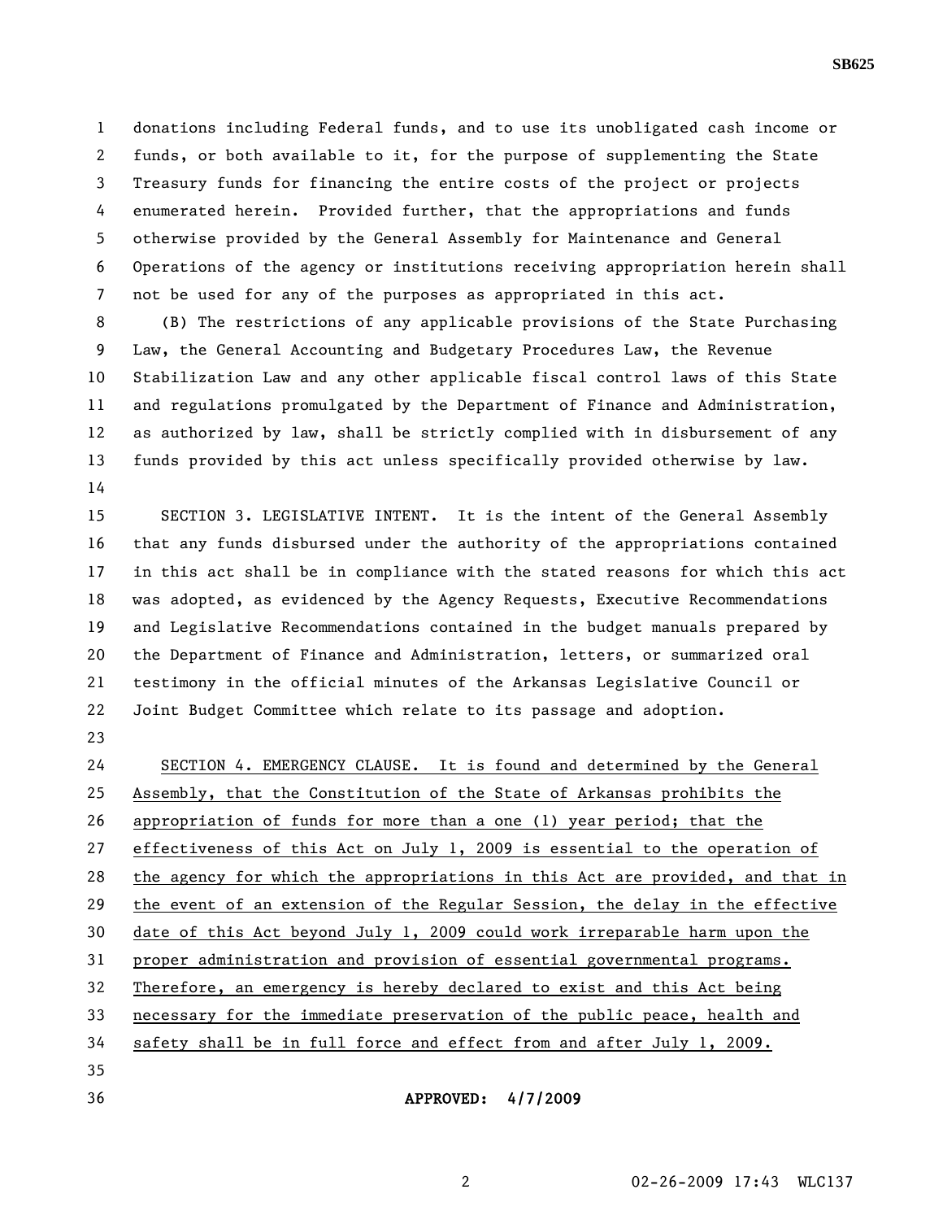donations including Federal funds, and to use its unobligated cash income or funds, or both available to it, for the purpose of supplementing the State Treasury funds for financing the entire costs of the project or projects enumerated herein. Provided further, that the appropriations and funds otherwise provided by the General Assembly for Maintenance and General Operations of the agency or institutions receiving appropriation herein shall not be used for any of the purposes as appropriated in this act.

(B) The restrictions of any applicable provisions of the State Purchasing Law, the General Accounting and Budgetary Procedures Law, the Revenue Stabilization Law and any other applicable fiscal control laws of this State and regulations promulgated by the Department of Finance and Administration, as authorized by law, shall be strictly complied with in disbursement of any funds provided by this act unless specifically provided otherwise by law.

SECTION 3. LEGISLATIVE INTENT. It is the intent of the General Assembly that any funds disbursed under the authority of the appropriations contained in this act shall be in compliance with the stated reasons for which this act was adopted, as evidenced by the Agency Requests, Executive Recommendations and Legislative Recommendations contained in the budget manuals prepared by the Department of Finance and Administration, letters, or summarized oral testimony in the official minutes of the Arkansas Legislative Council or Joint Budget Committee which relate to its passage and adoption.

SECTION 4. EMERGENCY CLAUSE. It is found and determined by the General Assembly, that the Constitution of the State of Arkansas prohibits the appropriation of funds for more than a one (1) year period; that the effectiveness of this Act on July 1, 2009 is essential to the operation of the agency for which the appropriations in this Act are provided, and that in the event of an extension of the Regular Session, the delay in the effective date of this Act beyond July 1, 2009 could work irreparable harm upon the proper administration and provision of essential governmental programs. Therefore, an emergency is hereby declared to exist and this Act being necessary for the immediate preservation of the public peace, health and safety shall be in full force and effect from and after July 1, 2009.

**APPROVED: 4/7/2009**